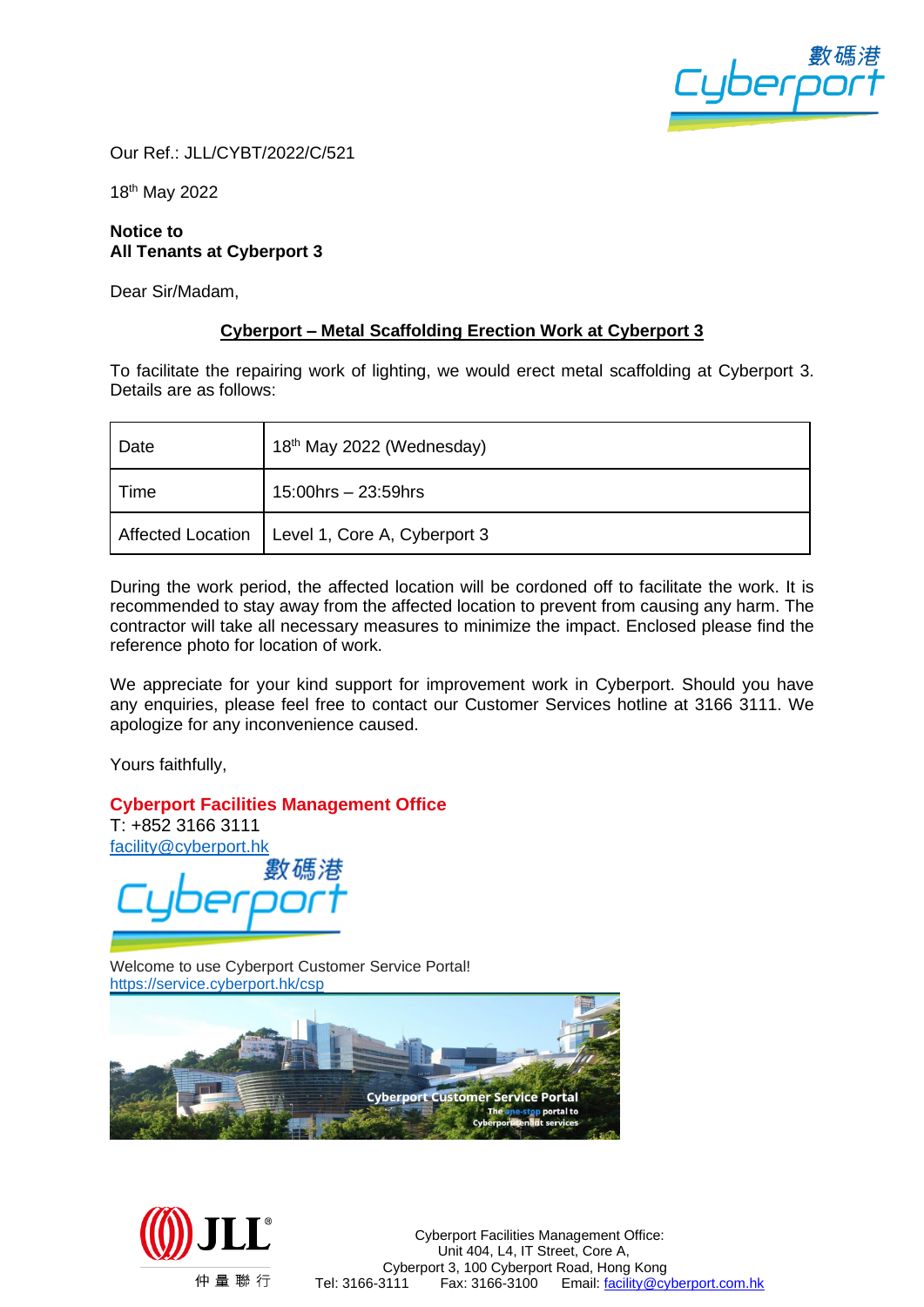Our Ref.: JLL/CYBT/2022/C/521

18th May 2022

**Notice to**
**All Tenants at Cyberport 3**

Dear Sir/Madam,

**Cyberport – Metal Scaffolding Erection Work at Cyberport 3**

To facilitate the repairing work of lighting, we would erect metal scaffolding at Cyberport 3. Details are as follows:

| Date | 18th May 2022 (Wednesday) |
|---|---|
| Time | 15:00hrs – 23:59hrs |
| Affected Location | Level 1, Core A, Cyberport 3 |

During the work period, the affected location will be cordoned off to facilitate the work. It is recommended to stay away from the affected location to prevent from causing any harm. The contractor will take all necessary measures to minimize the impact. Enclosed please find the reference photo for location of work.

We appreciate for your kind support for improvement work in Cyberport. Should you have any enquiries, please feel free to contact our Customer Services hotline at 3166 3111. We apologize for any inconvenience caused.

Yours faithfully,

**Cyberport Facilities Management Office**
T: +852 3166 3111
facility@cyberport.hk

Welcome to use Cyberport Customer Service Portal!
https://service.cyberport.hk/csp

Cyberport Facilities Management Office:
Unit 404, L4, IT Street, Core A,
Cyberport 3, 100 Cyberport Road, Hong Kong
Tel: 3166-3111 Fax: 3166-3100 Email: facility@cyberport.com.hk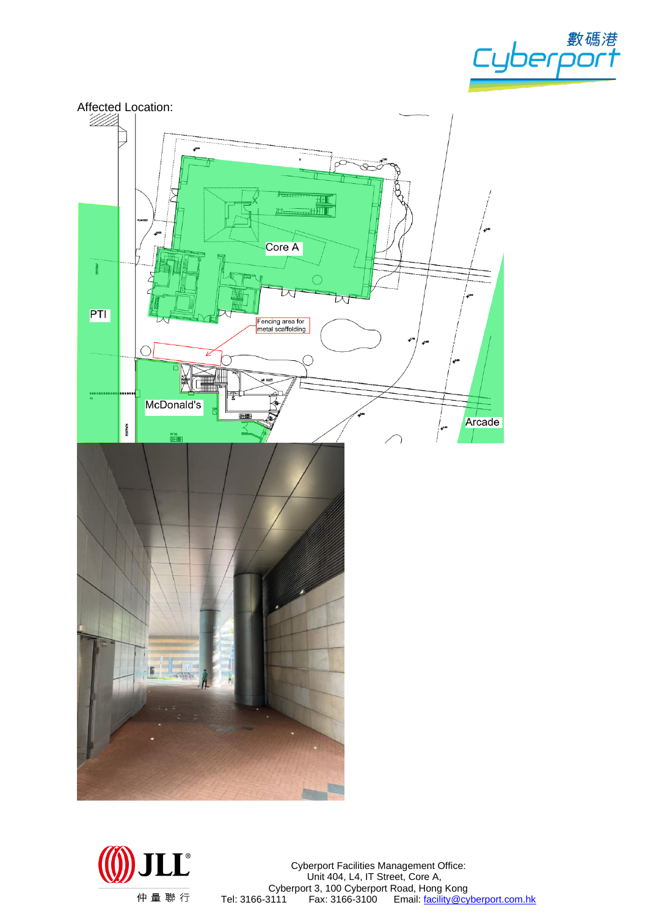Affected Location:

Core A

PTI

Fencing area for metal scaffolding

McDonald's

Arcade

Cyberport Facilities Management Office:
Unit 404, L4, IT Street, Core A,
Cyberport 3, 100 Cyberport Road, Hong Kong
Tel: 3166-3111 Fax: 3166-3100 Email: facility@cyberport.com.hk